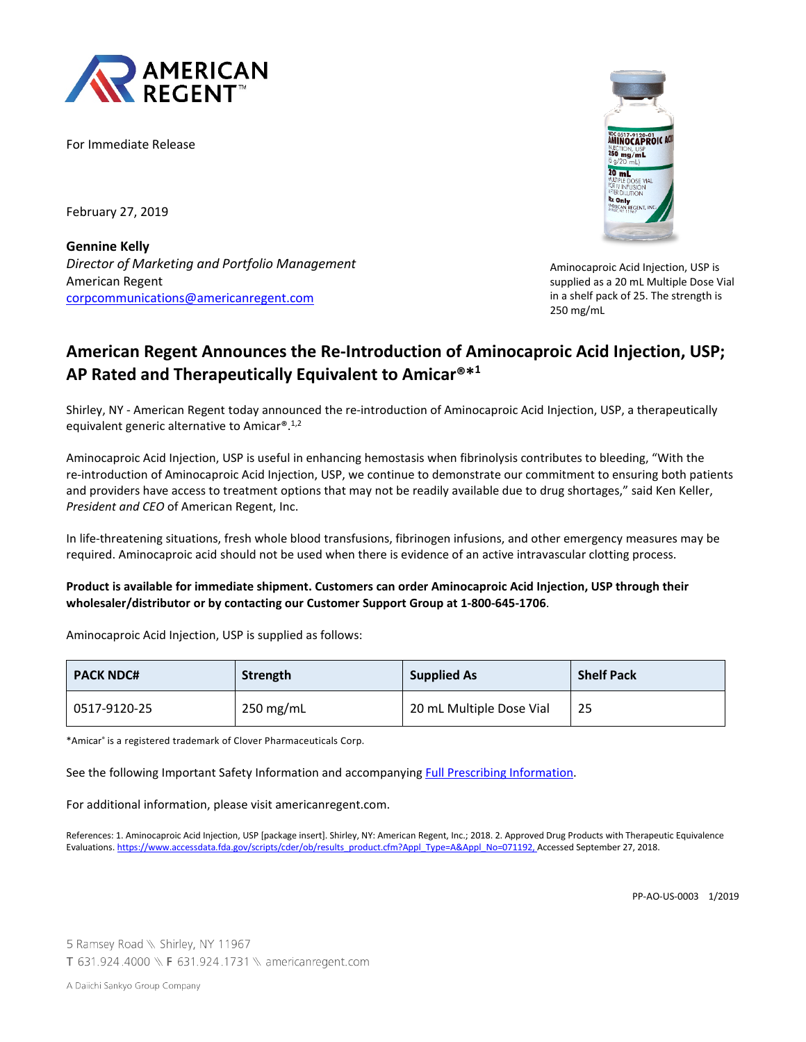AMERICAN REGENT™

For Immediate Release

February 27, 2019

**Gennine Kelly**
*Director of Marketing and Portfolio Management*
American Regent
corpcommunications@americanregent.com

Aminocaproic Acid Injection, USP is supplied as a 20 mL Multiple Dose Vial in a shelf pack of 25. The strength is 250 mg/mL

# American Regent Announces the Re-Introduction of Aminocaproic Acid Injection, USP; AP Rated and Therapeutically Equivalent to Amicar®*[1]

Shirley, NY - American Regent today announced the re-introduction of Aminocaproic Acid Injection, USP, a therapeutically equivalent generic alternative to Amicar®.[1,2]

Aminocaproic Acid Injection, USP is useful in enhancing hemostasis when fibrinolysis contributes to bleeding, "With the re-introduction of Aminocaproic Acid Injection, USP, we continue to demonstrate our commitment to ensuring both patients and providers have access to treatment options that may not be readily available due to drug shortages," said Ken Keller, *President and CEO* of American Regent, Inc.

In life-threatening situations, fresh whole blood transfusions, fibrinogen infusions, and other emergency measures may be required. Aminocaproic acid should not be used when there is evidence of an active intravascular clotting process.

**Product is available for immediate shipment. Customers can order Aminocaproic Acid Injection, USP through their wholesaler/distributor or by contacting our Customer Support Group at 1-800-645-1706**.

Aminocaproic Acid Injection, USP is supplied as follows:

| PACK NDC# | Strength | Supplied As | Shelf Pack |
|---|---|---|---|
| 0517-9120-25 | 250 mg/mL | 20 mL Multiple Dose Vial | 25 |

*Amicar® is a registered trademark of Clover Pharmaceuticals Corp.

See the following Important Safety Information and accompanying Full Prescribing Information.

For additional information, please visit americanregent.com.

References: 1. Aminocaproic Acid Injection, USP [package insert]. Shirley, NY: American Regent, Inc.; 2018. 2. Approved Drug Products with Therapeutic Equivalence Evaluations. https://www.accessdata.fda.gov/scripts/cder/ob/results_product.cfm?Appl_Type=A&Appl_No=071192, Accessed September 27, 2018.

PP-AO-US-0003 1/2019

5 Ramsey Road \ Shirley, NY 11967
T 631.924.4000 \ F 631.924.1731 \ americanregent.com

A Daiichi Sankyo Group Company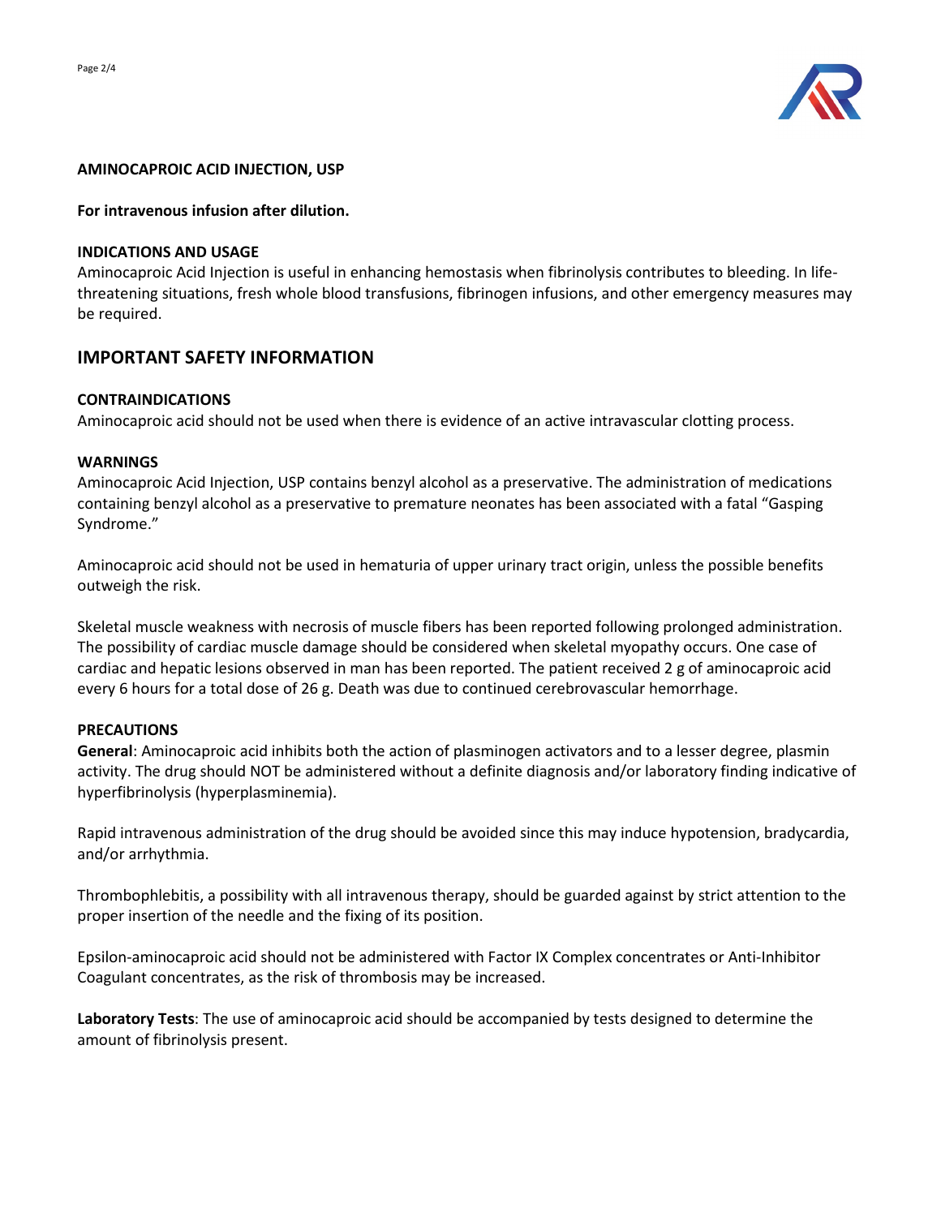**AMINOCAPROIC ACID INJECTION, USP**

**For intravenous infusion after dilution.**

**INDICATIONS AND USAGE**

Aminocaproic Acid Injection is useful in enhancing hemostasis when fibrinolysis contributes to bleeding. In life-threatening situations, fresh whole blood transfusions, fibrinogen infusions, and other emergency measures may be required.

## IMPORTANT SAFETY INFORMATION

**CONTRAINDICATIONS**

Aminocaproic acid should not be used when there is evidence of an active intravascular clotting process.

**WARNINGS**

Aminocaproic Acid Injection, USP contains benzyl alcohol as a preservative. The administration of medications containing benzyl alcohol as a preservative to premature neonates has been associated with a fatal "Gasping Syndrome."

Aminocaproic acid should not be used in hematuria of upper urinary tract origin, unless the possible benefits outweigh the risk.

Skeletal muscle weakness with necrosis of muscle fibers has been reported following prolonged administration. The possibility of cardiac muscle damage should be considered when skeletal myopathy occurs. One case of cardiac and hepatic lesions observed in man has been reported. The patient received 2 g of aminocaproic acid every 6 hours for a total dose of 26 g. Death was due to continued cerebrovascular hemorrhage.

**PRECAUTIONS**

**General**: Aminocaproic acid inhibits both the action of plasminogen activators and to a lesser degree, plasmin activity. The drug should NOT be administered without a definite diagnosis and/or laboratory finding indicative of hyperfibrinolysis (hyperplasminemia).

Rapid intravenous administration of the drug should be avoided since this may induce hypotension, bradycardia, and/or arrhythmia.

Thrombophlebitis, a possibility with all intravenous therapy, should be guarded against by strict attention to the proper insertion of the needle and the fixing of its position.

Epsilon-aminocaproic acid should not be administered with Factor IX Complex concentrates or Anti-Inhibitor Coagulant concentrates, as the risk of thrombosis may be increased.

**Laboratory Tests**: The use of aminocaproic acid should be accompanied by tests designed to determine the amount of fibrinolysis present.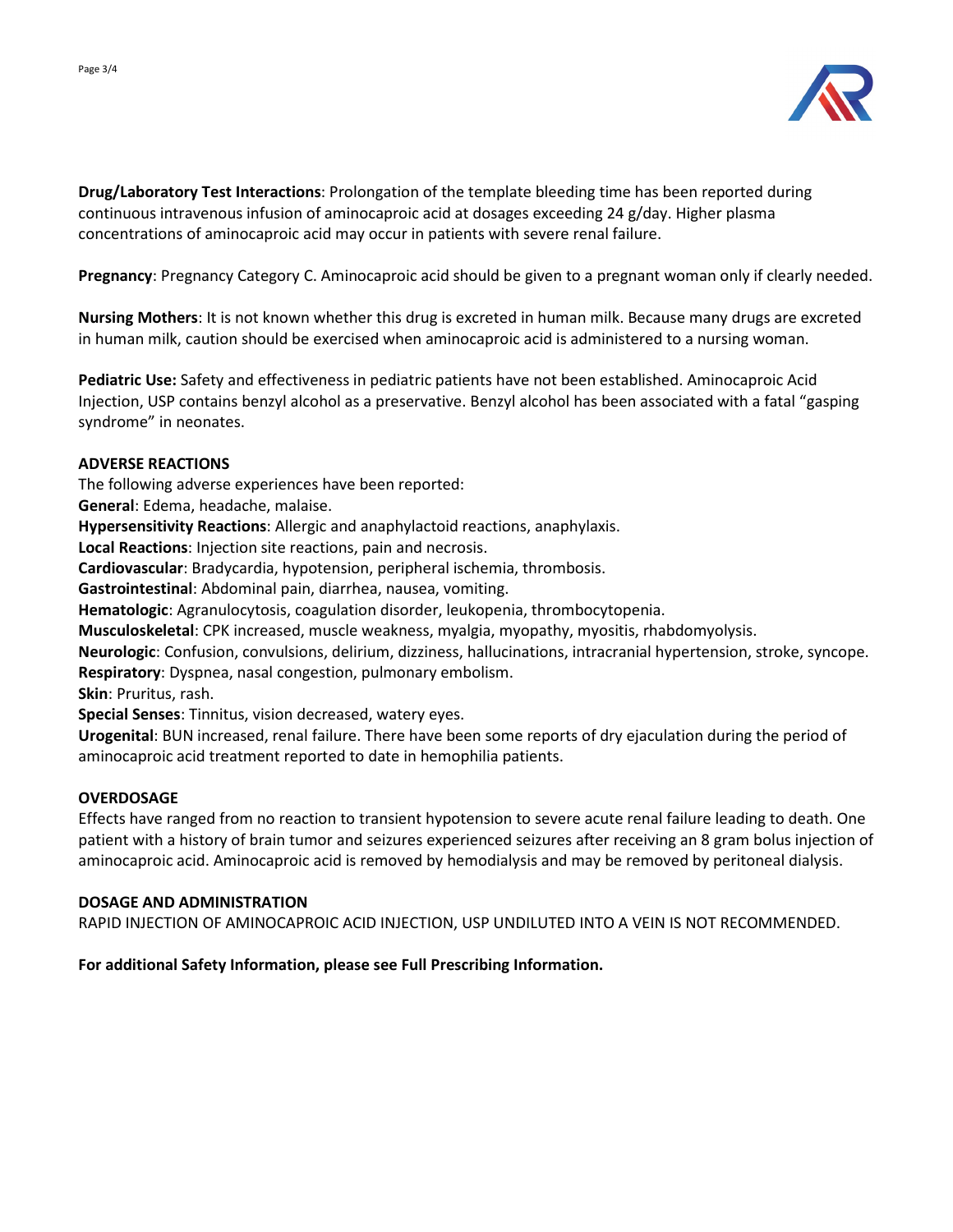**Drug/Laboratory Test Interactions**: Prolongation of the template bleeding time has been reported during continuous intravenous infusion of aminocaproic acid at dosages exceeding 24 g/day. Higher plasma concentrations of aminocaproic acid may occur in patients with severe renal failure.

**Pregnancy**: Pregnancy Category C. Aminocaproic acid should be given to a pregnant woman only if clearly needed.

**Nursing Mothers**: It is not known whether this drug is excreted in human milk. Because many drugs are excreted in human milk, caution should be exercised when aminocaproic acid is administered to a nursing woman.

**Pediatric Use:** Safety and effectiveness in pediatric patients have not been established. Aminocaproic Acid Injection, USP contains benzyl alcohol as a preservative. Benzyl alcohol has been associated with a fatal "gasping syndrome" in neonates.

## ADVERSE REACTIONS

The following adverse experiences have been reported:

**General**: Edema, headache, malaise.

**Hypersensitivity Reactions**: Allergic and anaphylactoid reactions, anaphylaxis.

**Local Reactions**: Injection site reactions, pain and necrosis.

**Cardiovascular**: Bradycardia, hypotension, peripheral ischemia, thrombosis.

**Gastrointestinal**: Abdominal pain, diarrhea, nausea, vomiting.

**Hematologic**: Agranulocytosis, coagulation disorder, leukopenia, thrombocytopenia.

**Musculoskeletal**: CPK increased, muscle weakness, myalgia, myopathy, myositis, rhabdomyolysis.

**Neurologic**: Confusion, convulsions, delirium, dizziness, hallucinations, intracranial hypertension, stroke, syncope.

**Respiratory**: Dyspnea, nasal congestion, pulmonary embolism.

**Skin**: Pruritus, rash.

**Special Senses**: Tinnitus, vision decreased, watery eyes.

**Urogenital**: BUN increased, renal failure. There have been some reports of dry ejaculation during the period of aminocaproic acid treatment reported to date in hemophilia patients.

## OVERDOSAGE

Effects have ranged from no reaction to transient hypotension to severe acute renal failure leading to death. One patient with a history of brain tumor and seizures experienced seizures after receiving an 8 gram bolus injection of aminocaproic acid. Aminocaproic acid is removed by hemodialysis and may be removed by peritoneal dialysis.

## DOSAGE AND ADMINISTRATION

RAPID INJECTION OF AMINOCAPROIC ACID INJECTION, USP UNDILUTED INTO A VEIN IS NOT RECOMMENDED.

**For additional Safety Information, please see Full Prescribing Information.**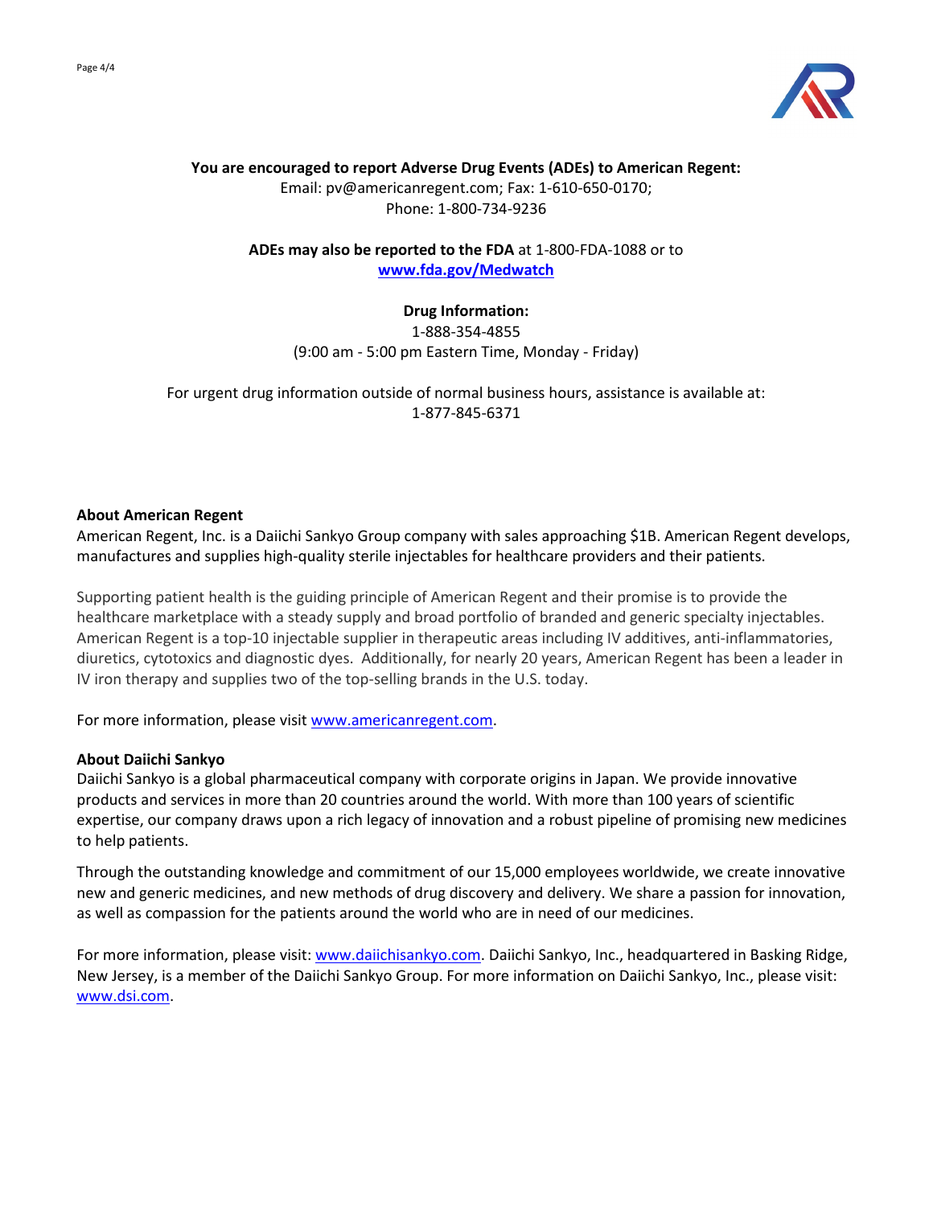**You are encouraged to report Adverse Drug Events (ADEs) to American Regent:**
Email: pv@americanregent.com; Fax: 1-610-650-0170;
Phone: 1-800-734-9236

**ADEs may also be reported to the FDA** at 1-800-FDA-1088 or to
**www.fda.gov/Medwatch**

**Drug Information:**
1-888-354-4855
(9:00 am - 5:00 pm Eastern Time, Monday - Friday)

For urgent drug information outside of normal business hours, assistance is available at:
1-877-845-6371

**About American Regent**

American Regent, Inc. is a Daiichi Sankyo Group company with sales approaching $1B. American Regent develops, manufactures and supplies high-quality sterile injectables for healthcare providers and their patients.

Supporting patient health is the guiding principle of American Regent and their promise is to provide the healthcare marketplace with a steady supply and broad portfolio of branded and generic specialty injectables. American Regent is a top-10 injectable supplier in therapeutic areas including IV additives, anti-inflammatories, diuretics, cytotoxics and diagnostic dyes. Additionally, for nearly 20 years, American Regent has been a leader in IV iron therapy and supplies two of the top-selling brands in the U.S. today.

For more information, please visit www.americanregent.com.

**About Daiichi Sankyo**

Daiichi Sankyo is a global pharmaceutical company with corporate origins in Japan. We provide innovative products and services in more than 20 countries around the world. With more than 100 years of scientific expertise, our company draws upon a rich legacy of innovation and a robust pipeline of promising new medicines to help patients.

Through the outstanding knowledge and commitment of our 15,000 employees worldwide, we create innovative new and generic medicines, and new methods of drug discovery and delivery. We share a passion for innovation, as well as compassion for the patients around the world who are in need of our medicines.

For more information, please visit: www.daiichisankyo.com. Daiichi Sankyo, Inc., headquartered in Basking Ridge, New Jersey, is a member of the Daiichi Sankyo Group. For more information on Daiichi Sankyo, Inc., please visit: www.dsi.com.